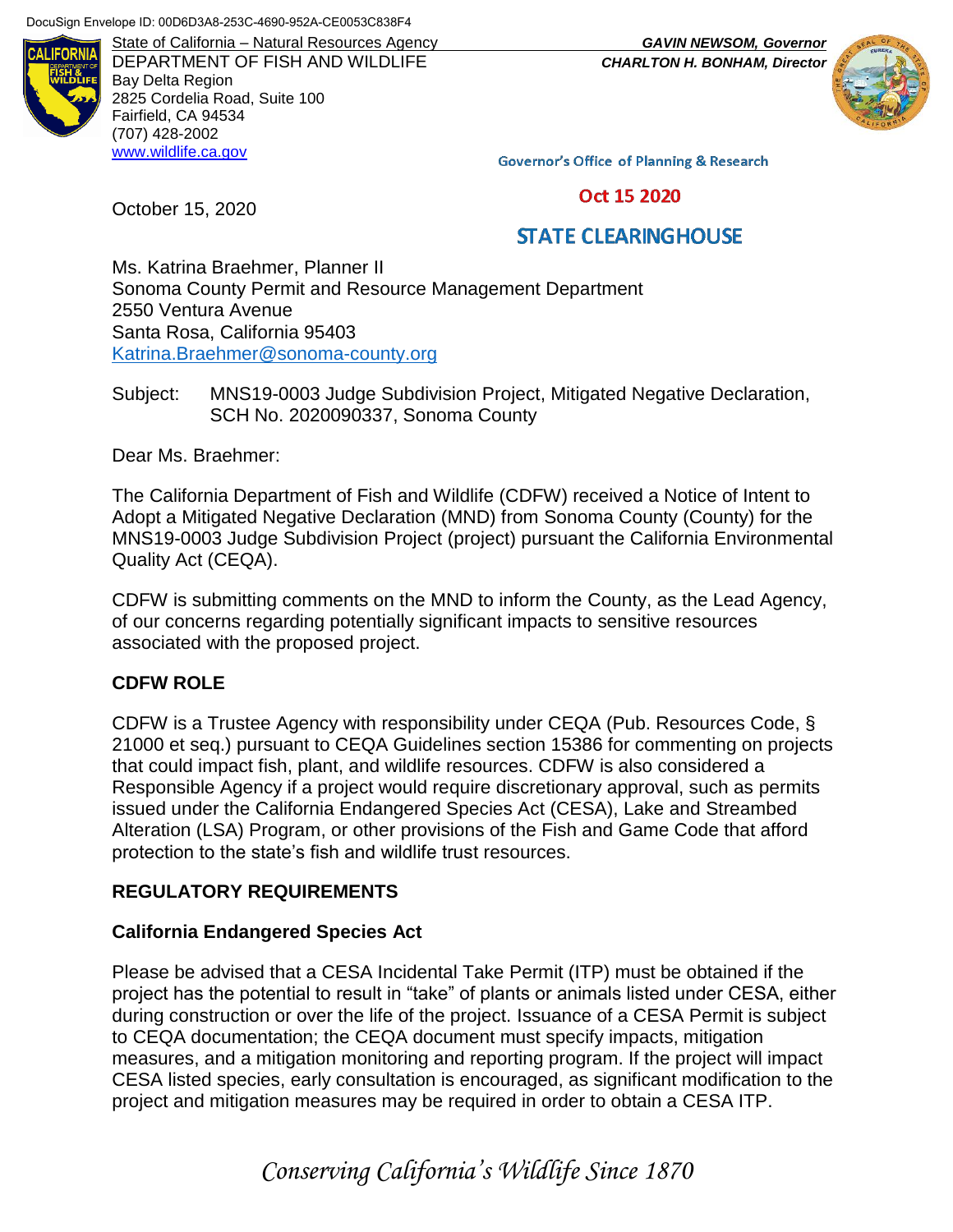DocuSign Envelope ID: 00D6D3A8-253C-4690-952A-CE0053C838F4

State of California – Natural Resources Agency
DEPARTMENT OF FISH AND WILDLIFE
Bay Delta Region
2825 Cordelia Road, Suite 100
Fairfield, CA 94534
(707) 428-2002
www.wildlife.ca.gov

***GAVIN NEWSOM, Governor***
***CHARLTON H. BONHAM, Director***

Governor's Office of Planning & Research

Oct 15 2020

STATE CLEARINGHOUSE

October 15, 2020

Ms. Katrina Braehmer, Planner II
Sonoma County Permit and Resource Management Department
2550 Ventura Avenue
Santa Rosa, California 95403
Katrina.Braehmer@sonoma-county.org

Subject: MNS19-0003 Judge Subdivision Project, Mitigated Negative Declaration, SCH No. 2020090337, Sonoma County

Dear Ms. Braehmer:

The California Department of Fish and Wildlife (CDFW) received a Notice of Intent to Adopt a Mitigated Negative Declaration (MND) from Sonoma County (County) for the MNS19-0003 Judge Subdivision Project (project) pursuant the California Environmental Quality Act (CEQA).

CDFW is submitting comments on the MND to inform the County, as the Lead Agency, of our concerns regarding potentially significant impacts to sensitive resources associated with the proposed project.

**CDFW ROLE**

CDFW is a Trustee Agency with responsibility under CEQA (Pub. Resources Code, § 21000 et seq.) pursuant to CEQA Guidelines section 15386 for commenting on projects that could impact fish, plant, and wildlife resources. CDFW is also considered a Responsible Agency if a project would require discretionary approval, such as permits issued under the California Endangered Species Act (CESA), Lake and Streambed Alteration (LSA) Program, or other provisions of the Fish and Game Code that afford protection to the state's fish and wildlife trust resources.

**REGULATORY REQUIREMENTS**

**California Endangered Species Act**

Please be advised that a CESA Incidental Take Permit (ITP) must be obtained if the project has the potential to result in "take" of plants or animals listed under CESA, either during construction or over the life of the project. Issuance of a CESA Permit is subject to CEQA documentation; the CEQA document must specify impacts, mitigation measures, and a mitigation monitoring and reporting program. If the project will impact CESA listed species, early consultation is encouraged, as significant modification to the project and mitigation measures may be required in order to obtain a CESA ITP.

*Conserving California's Wildlife Since 1870*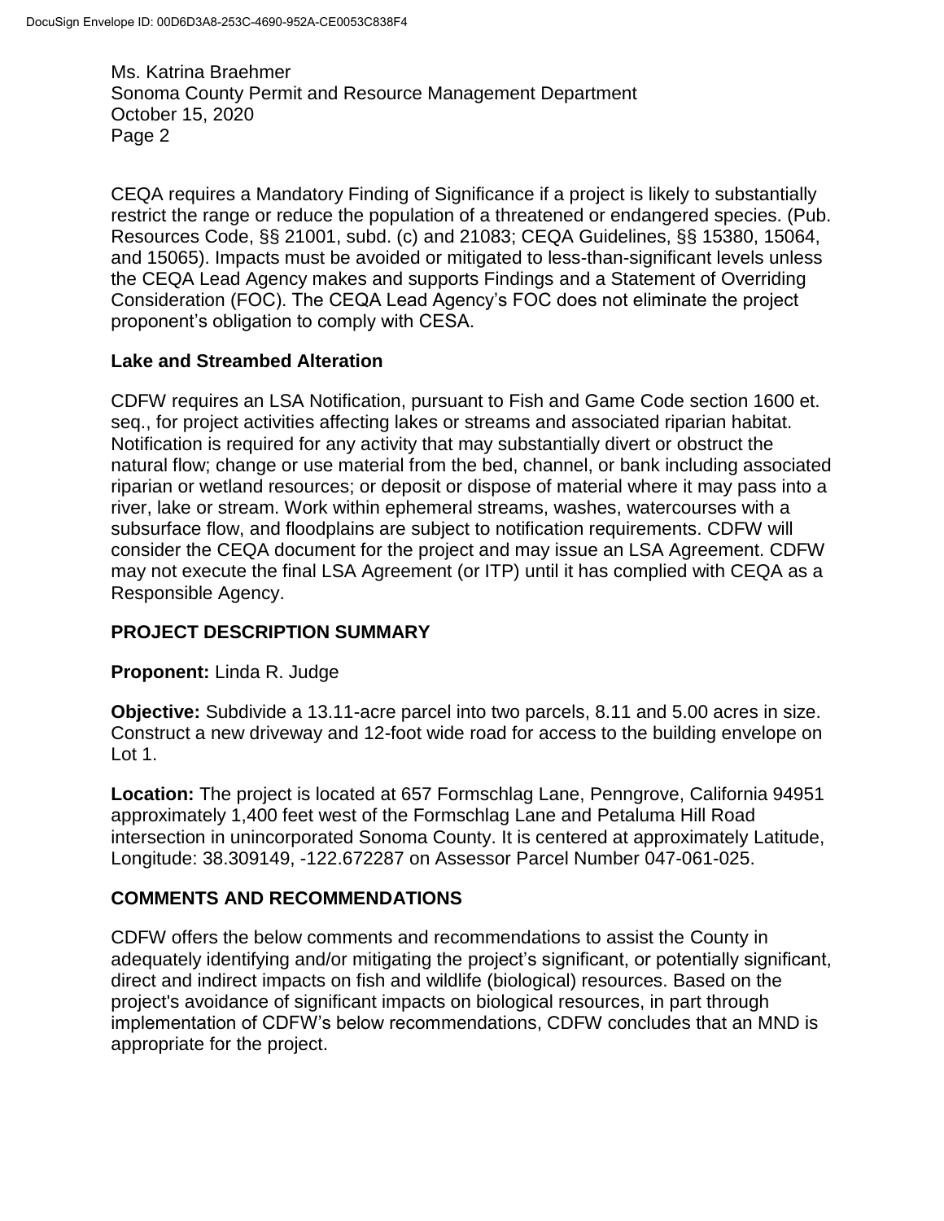CEQA requires a Mandatory Finding of Significance if a project is likely to substantially restrict the range or reduce the population of a threatened or endangered species. (Pub. Resources Code, §§ 21001, subd. (c) and 21083; CEQA Guidelines, §§ 15380, 15064, and 15065). Impacts must be avoided or mitigated to less-than-significant levels unless the CEQA Lead Agency makes and supports Findings and a Statement of Overriding Consideration (FOC). The CEQA Lead Agency's FOC does not eliminate the project proponent's obligation to comply with CESA.

### Lake and Streambed Alteration

CDFW requires an LSA Notification, pursuant to Fish and Game Code section 1600 et. seq., for project activities affecting lakes or streams and associated riparian habitat. Notification is required for any activity that may substantially divert or obstruct the natural flow; change or use material from the bed, channel, or bank including associated riparian or wetland resources; or deposit or dispose of material where it may pass into a river, lake or stream. Work within ephemeral streams, washes, watercourses with a subsurface flow, and floodplains are subject to notification requirements. CDFW will consider the CEQA document for the project and may issue an LSA Agreement. CDFW may not execute the final LSA Agreement (or ITP) until it has complied with CEQA as a Responsible Agency.

## PROJECT DESCRIPTION SUMMARY

**Proponent:** Linda R. Judge

**Objective:** Subdivide a 13.11-acre parcel into two parcels, 8.11 and 5.00 acres in size. Construct a new driveway and 12-foot wide road for access to the building envelope on Lot 1.

**Location:** The project is located at 657 Formschlag Lane, Penngrove, California 94951 approximately 1,400 feet west of the Formschlag Lane and Petaluma Hill Road intersection in unincorporated Sonoma County. It is centered at approximately Latitude, Longitude: 38.309149, -122.672287 on Assessor Parcel Number 047-061-025.

## COMMENTS AND RECOMMENDATIONS

CDFW offers the below comments and recommendations to assist the County in adequately identifying and/or mitigating the project's significant, or potentially significant, direct and indirect impacts on fish and wildlife (biological) resources. Based on the project's avoidance of significant impacts on biological resources, in part through implementation of CDFW's below recommendations, CDFW concludes that an MND is appropriate for the project.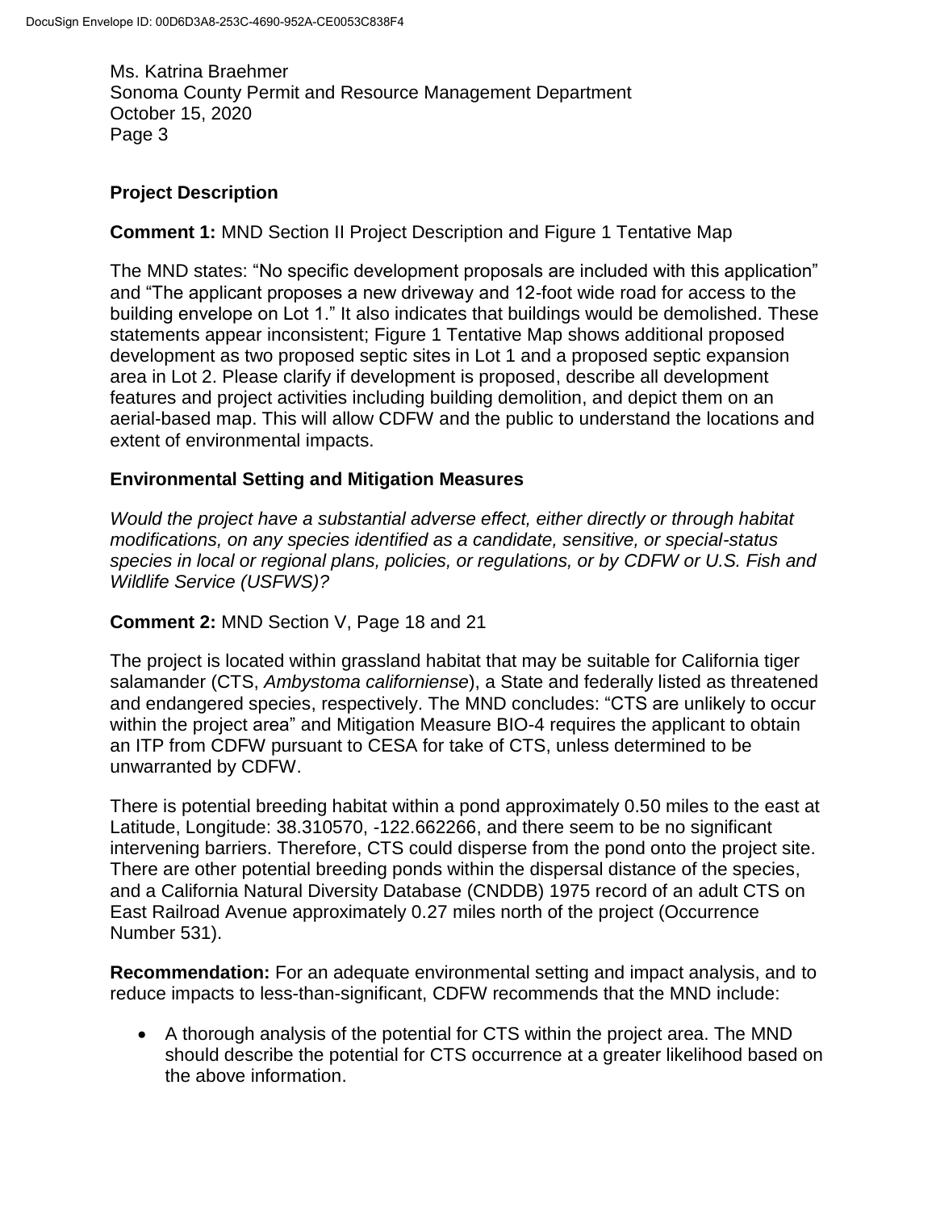## Project Description

**Comment 1:** MND Section II Project Description and Figure 1 Tentative Map

The MND states: "No specific development proposals are included with this application" and "The applicant proposes a new driveway and 12-foot wide road for access to the building envelope on Lot 1." It also indicates that buildings would be demolished. These statements appear inconsistent; Figure 1 Tentative Map shows additional proposed development as two proposed septic sites in Lot 1 and a proposed septic expansion area in Lot 2. Please clarify if development is proposed, describe all development features and project activities including building demolition, and depict them on an aerial-based map. This will allow CDFW and the public to understand the locations and extent of environmental impacts.

## Environmental Setting and Mitigation Measures

*Would the project have a substantial adverse effect, either directly or through habitat modifications, on any species identified as a candidate, sensitive, or special-status species in local or regional plans, policies, or regulations, or by CDFW or U.S. Fish and Wildlife Service (USFWS)?*

**Comment 2:** MND Section V, Page 18 and 21

The project is located within grassland habitat that may be suitable for California tiger salamander (CTS, *Ambystoma californiense*), a State and federally listed as threatened and endangered species, respectively. The MND concludes: "CTS are unlikely to occur within the project area" and Mitigation Measure BIO-4 requires the applicant to obtain an ITP from CDFW pursuant to CESA for take of CTS, unless determined to be unwarranted by CDFW.

There is potential breeding habitat within a pond approximately 0.50 miles to the east at Latitude, Longitude: 38.310570, -122.662266, and there seem to be no significant intervening barriers. Therefore, CTS could disperse from the pond onto the project site. There are other potential breeding ponds within the dispersal distance of the species, and a California Natural Diversity Database (CNDDB) 1975 record of an adult CTS on East Railroad Avenue approximately 0.27 miles north of the project (Occurrence Number 531).

**Recommendation:** For an adequate environmental setting and impact analysis, and to reduce impacts to less-than-significant, CDFW recommends that the MND include:

- A thorough analysis of the potential for CTS within the project area. The MND should describe the potential for CTS occurrence at a greater likelihood based on the above information.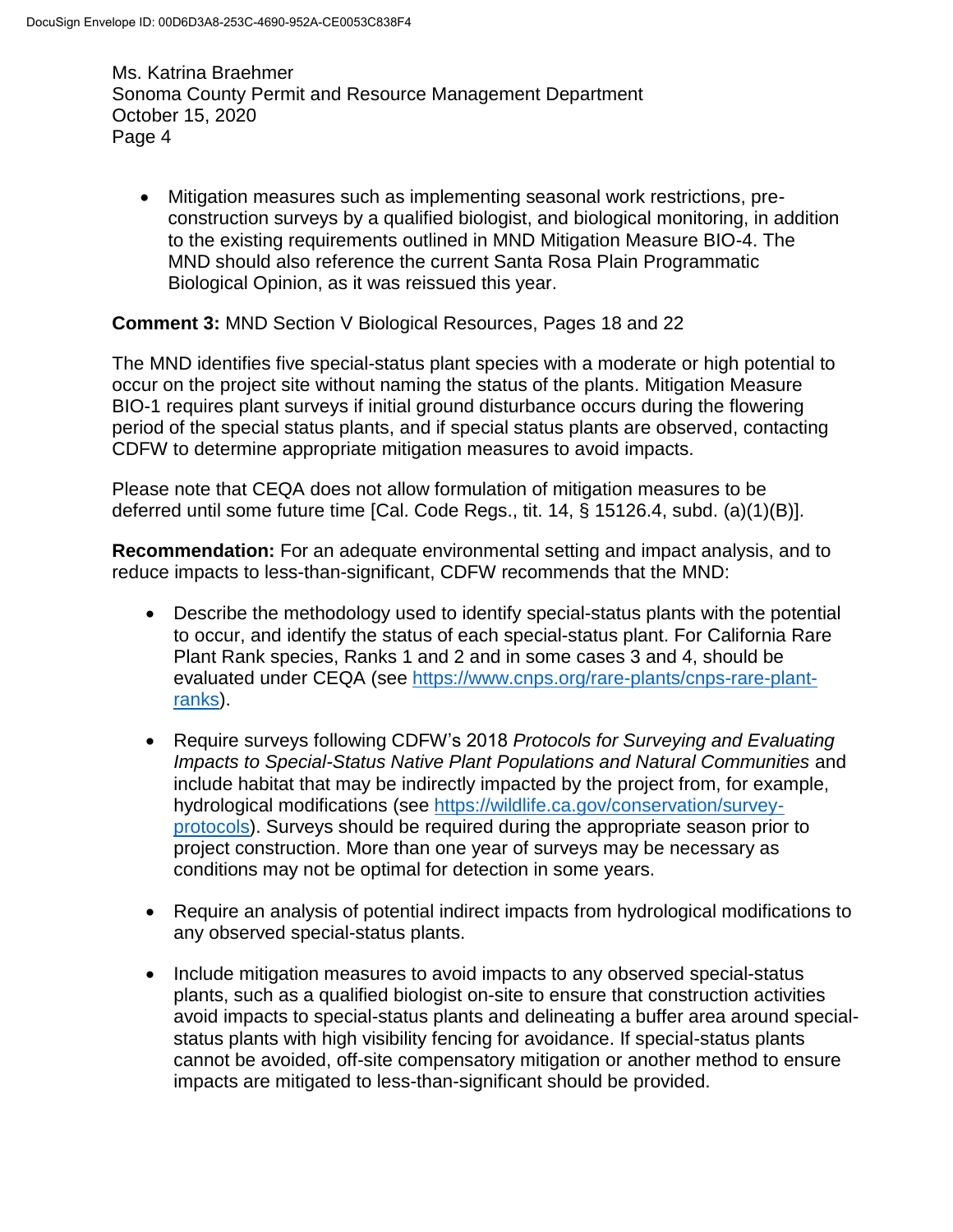- Mitigation measures such as implementing seasonal work restrictions, pre-construction surveys by a qualified biologist, and biological monitoring, in addition to the existing requirements outlined in MND Mitigation Measure BIO-4. The MND should also reference the current Santa Rosa Plain Programmatic Biological Opinion, as it was reissued this year.

**Comment 3:** MND Section V Biological Resources, Pages 18 and 22

The MND identifies five special-status plant species with a moderate or high potential to occur on the project site without naming the status of the plants. Mitigation Measure BIO-1 requires plant surveys if initial ground disturbance occurs during the flowering period of the special status plants, and if special status plants are observed, contacting CDFW to determine appropriate mitigation measures to avoid impacts.

Please note that CEQA does not allow formulation of mitigation measures to be deferred until some future time [Cal. Code Regs., tit. 14, § 15126.4, subd. (a)(1)(B)].

**Recommendation:** For an adequate environmental setting and impact analysis, and to reduce impacts to less-than-significant, CDFW recommends that the MND:

- Describe the methodology used to identify special-status plants with the potential to occur, and identify the status of each special-status plant. For California Rare Plant Rank species, Ranks 1 and 2 and in some cases 3 and 4, should be evaluated under CEQA (see [https://www.cnps.org/rare-plants/cnps-rare-plant-ranks](https://www.cnps.org/rare-plants/cnps-rare-plant-ranks)).

- Require surveys following CDFW's 2018 *Protocols for Surveying and Evaluating Impacts to Special-Status Native Plant Populations and Natural Communities* and include habitat that may be indirectly impacted by the project from, for example, hydrological modifications (see [https://wildlife.ca.gov/conservation/survey-protocols](https://wildlife.ca.gov/conservation/survey-protocols)). Surveys should be required during the appropriate season prior to project construction. More than one year of surveys may be necessary as conditions may not be optimal for detection in some years.

- Require an analysis of potential indirect impacts from hydrological modifications to any observed special-status plants.

- Include mitigation measures to avoid impacts to any observed special-status plants, such as a qualified biologist on-site to ensure that construction activities avoid impacts to special-status plants and delineating a buffer area around special-status plants with high visibility fencing for avoidance. If special-status plants cannot be avoided, off-site compensatory mitigation or another method to ensure impacts are mitigated to less-than-significant should be provided.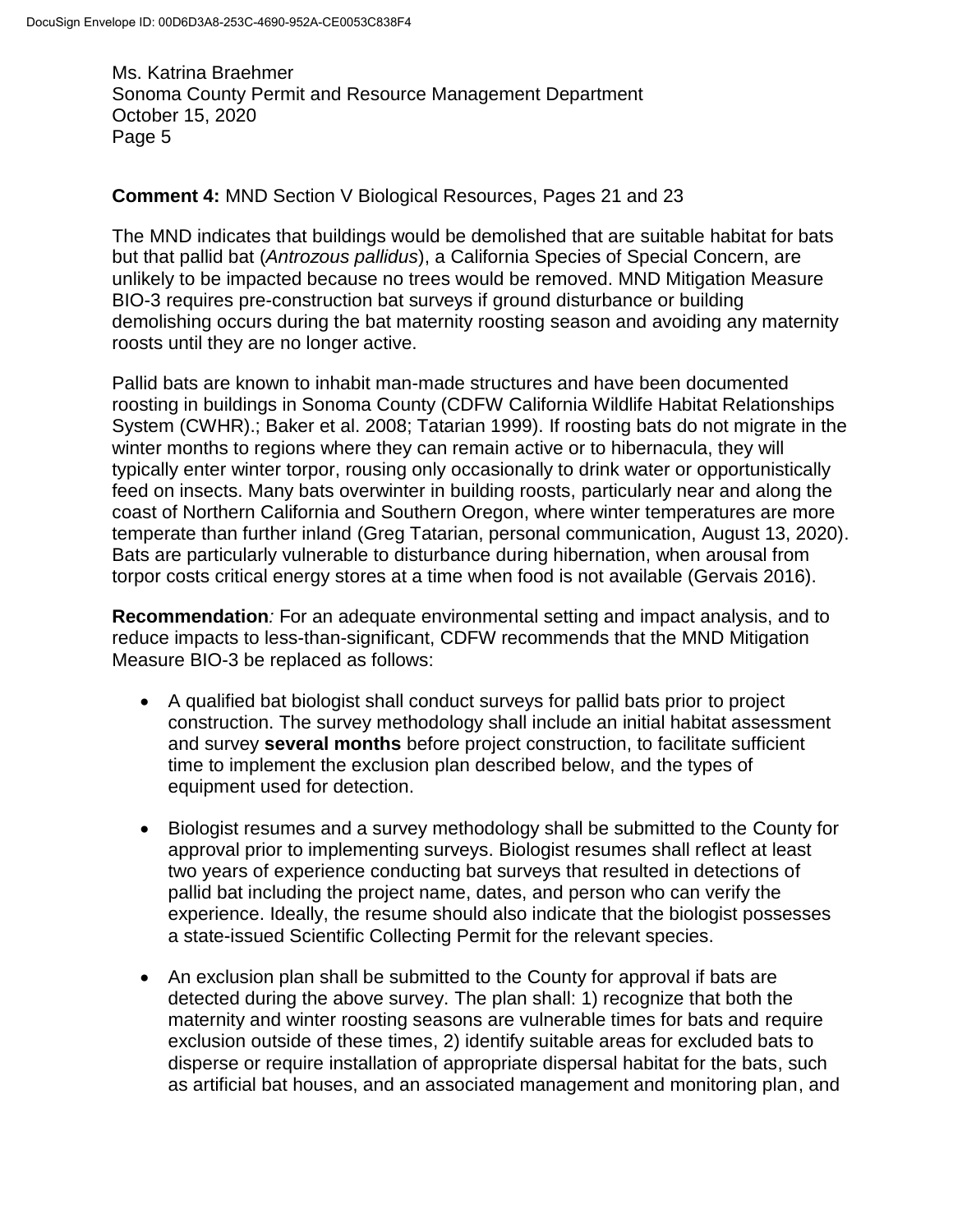Ms. Katrina Braehmer
Sonoma County Permit and Resource Management Department
October 15, 2020

**Comment 4:** MND Section V Biological Resources, Pages 21 and 23

The MND indicates that buildings would be demolished that are suitable habitat for bats but that pallid bat (*Antrozous pallidus*), a California Species of Special Concern, are unlikely to be impacted because no trees would be removed. MND Mitigation Measure BIO-3 requires pre-construction bat surveys if ground disturbance or building demolishing occurs during the bat maternity roosting season and avoiding any maternity roosts until they are no longer active.

Pallid bats are known to inhabit man-made structures and have been documented roosting in buildings in Sonoma County (CDFW California Wildlife Habitat Relationships System (CWHR).; Baker et al. 2008; Tatarian 1999). If roosting bats do not migrate in the winter months to regions where they can remain active or to hibernacula, they will typically enter winter torpor, rousing only occasionally to drink water or opportunistically feed on insects. Many bats overwinter in building roosts, particularly near and along the coast of Northern California and Southern Oregon, where winter temperatures are more temperate than further inland (Greg Tatarian, personal communication, August 13, 2020). Bats are particularly vulnerable to disturbance during hibernation, when arousal from torpor costs critical energy stores at a time when food is not available (Gervais 2016).

**Recommendation***:* For an adequate environmental setting and impact analysis, and to reduce impacts to less-than-significant, CDFW recommends that the MND Mitigation Measure BIO-3 be replaced as follows:

- A qualified bat biologist shall conduct surveys for pallid bats prior to project construction. The survey methodology shall include an initial habitat assessment and survey **several months** before project construction, to facilitate sufficient time to implement the exclusion plan described below, and the types of equipment used for detection.
- Biologist resumes and a survey methodology shall be submitted to the County for approval prior to implementing surveys. Biologist resumes shall reflect at least two years of experience conducting bat surveys that resulted in detections of pallid bat including the project name, dates, and person who can verify the experience. Ideally, the resume should also indicate that the biologist possesses a state-issued Scientific Collecting Permit for the relevant species.
- An exclusion plan shall be submitted to the County for approval if bats are detected during the above survey. The plan shall: 1) recognize that both the maternity and winter roosting seasons are vulnerable times for bats and require exclusion outside of these times, 2) identify suitable areas for excluded bats to disperse or require installation of appropriate dispersal habitat for the bats, such as artificial bat houses, and an associated management and monitoring plan, and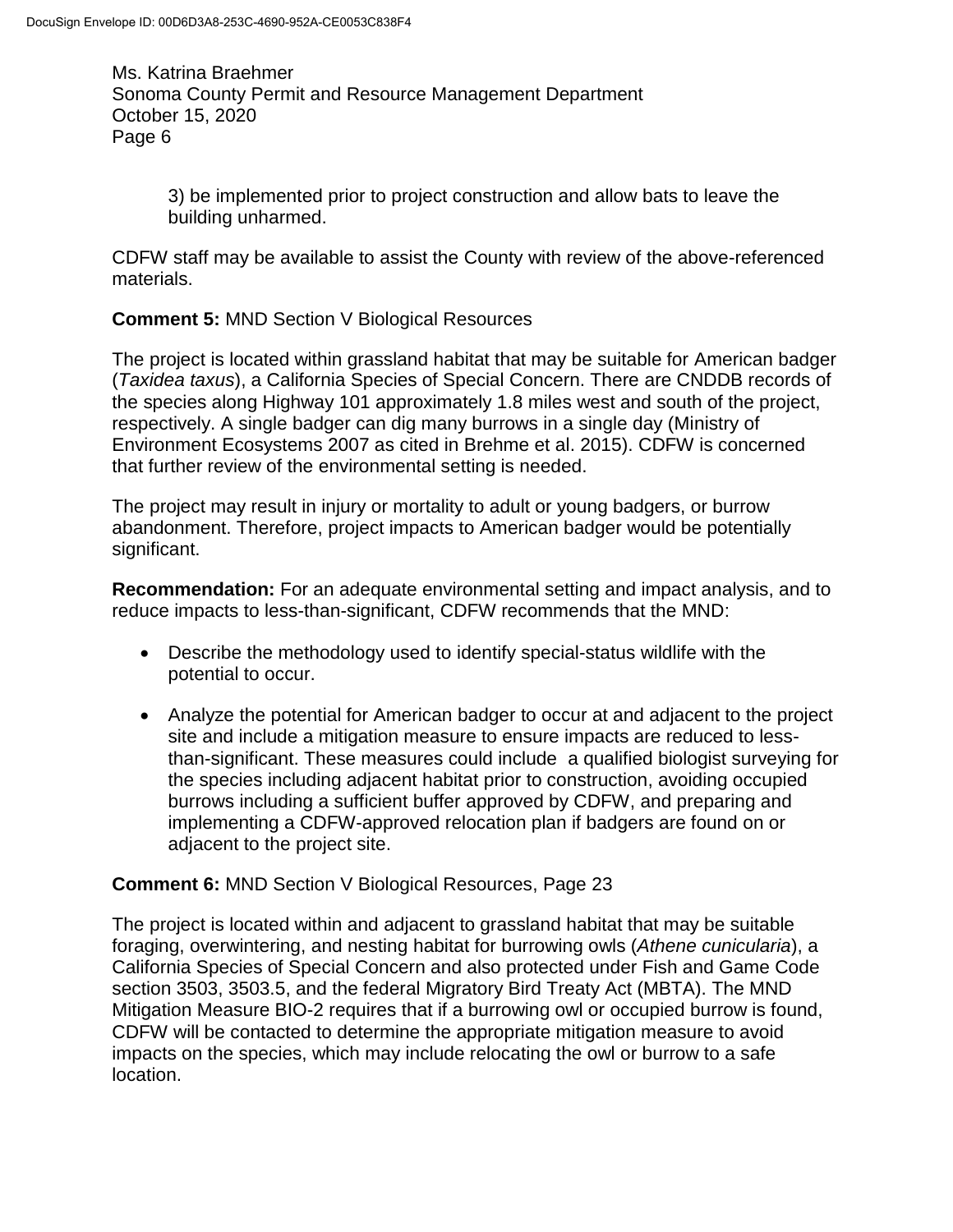3) be implemented prior to project construction and allow bats to leave the building unharmed.

CDFW staff may be available to assist the County with review of the above-referenced materials.

**Comment 5:** MND Section V Biological Resources

The project is located within grassland habitat that may be suitable for American badger (*Taxidea taxus*), a California Species of Special Concern. There are CNDDB records of the species along Highway 101 approximately 1.8 miles west and south of the project, respectively. A single badger can dig many burrows in a single day (Ministry of Environment Ecosystems 2007 as cited in Brehme et al. 2015). CDFW is concerned that further review of the environmental setting is needed.

The project may result in injury or mortality to adult or young badgers, or burrow abandonment. Therefore, project impacts to American badger would be potentially significant.

**Recommendation:** For an adequate environmental setting and impact analysis, and to reduce impacts to less-than-significant, CDFW recommends that the MND:

- Describe the methodology used to identify special-status wildlife with the potential to occur.
- Analyze the potential for American badger to occur at and adjacent to the project site and include a mitigation measure to ensure impacts are reduced to less-than-significant. These measures could include a qualified biologist surveying for the species including adjacent habitat prior to construction, avoiding occupied burrows including a sufficient buffer approved by CDFW, and preparing and implementing a CDFW-approved relocation plan if badgers are found on or adjacent to the project site.

**Comment 6:** MND Section V Biological Resources, Page 23

The project is located within and adjacent to grassland habitat that may be suitable foraging, overwintering, and nesting habitat for burrowing owls (*Athene cunicularia*), a California Species of Special Concern and also protected under Fish and Game Code section 3503, 3503.5, and the federal Migratory Bird Treaty Act (MBTA). The MND Mitigation Measure BIO-2 requires that if a burrowing owl or occupied burrow is found, CDFW will be contacted to determine the appropriate mitigation measure to avoid impacts on the species, which may include relocating the owl or burrow to a safe location.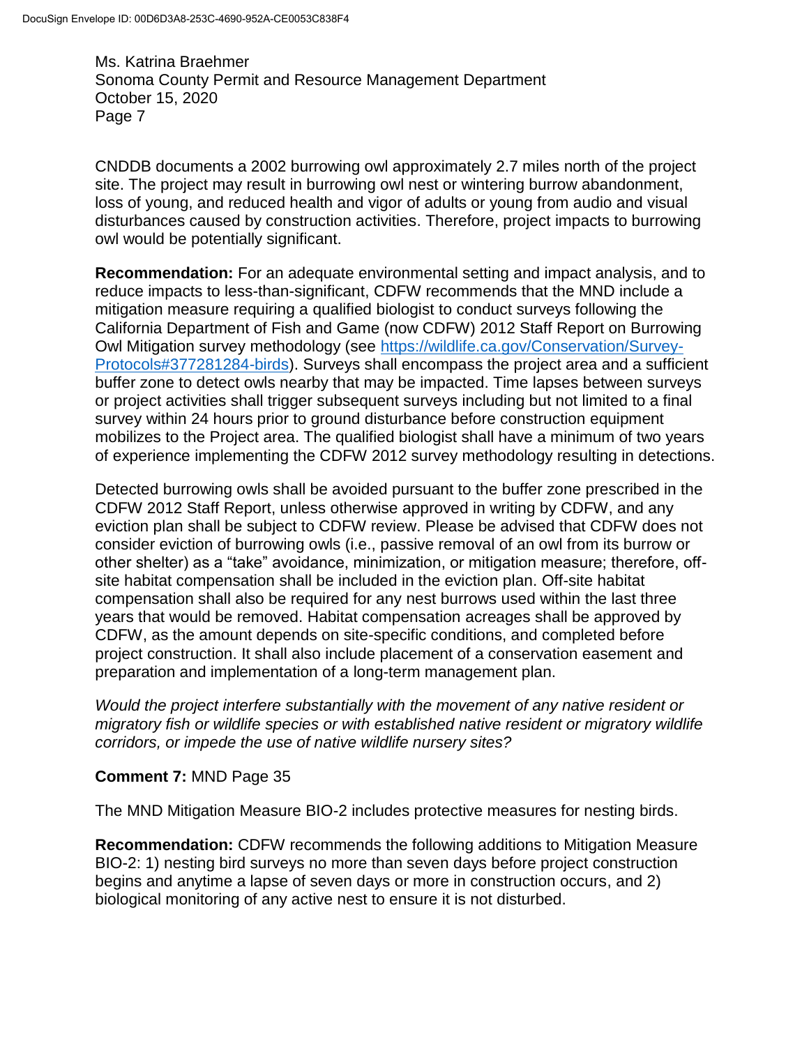CNDDB documents a 2002 burrowing owl approximately 2.7 miles north of the project site. The project may result in burrowing owl nest or wintering burrow abandonment, loss of young, and reduced health and vigor of adults or young from audio and visual disturbances caused by construction activities. Therefore, project impacts to burrowing owl would be potentially significant.

**Recommendation:** For an adequate environmental setting and impact analysis, and to reduce impacts to less-than-significant, CDFW recommends that the MND include a mitigation measure requiring a qualified biologist to conduct surveys following the California Department of Fish and Game (now CDFW) 2012 Staff Report on Burrowing Owl Mitigation survey methodology (see [https://wildlife.ca.gov/Conservation/Survey-Protocols#377281284-birds](https://wildlife.ca.gov/Conservation/Survey-Protocols#377281284-birds)). Surveys shall encompass the project area and a sufficient buffer zone to detect owls nearby that may be impacted. Time lapses between surveys or project activities shall trigger subsequent surveys including but not limited to a final survey within 24 hours prior to ground disturbance before construction equipment mobilizes to the Project area. The qualified biologist shall have a minimum of two years of experience implementing the CDFW 2012 survey methodology resulting in detections.

Detected burrowing owls shall be avoided pursuant to the buffer zone prescribed in the CDFW 2012 Staff Report, unless otherwise approved in writing by CDFW, and any eviction plan shall be subject to CDFW review. Please be advised that CDFW does not consider eviction of burrowing owls (i.e., passive removal of an owl from its burrow or other shelter) as a "take" avoidance, minimization, or mitigation measure; therefore, off-site habitat compensation shall be included in the eviction plan. Off-site habitat compensation shall also be required for any nest burrows used within the last three years that would be removed. Habitat compensation acreages shall be approved by CDFW, as the amount depends on site-specific conditions, and completed before project construction. It shall also include placement of a conservation easement and preparation and implementation of a long-term management plan.

*Would the project interfere substantially with the movement of any native resident or migratory fish or wildlife species or with established native resident or migratory wildlife corridors, or impede the use of native wildlife nursery sites?*

**Comment 7:** MND Page 35

The MND Mitigation Measure BIO-2 includes protective measures for nesting birds.

**Recommendation:** CDFW recommends the following additions to Mitigation Measure BIO-2: 1) nesting bird surveys no more than seven days before project construction begins and anytime a lapse of seven days or more in construction occurs, and 2) biological monitoring of any active nest to ensure it is not disturbed.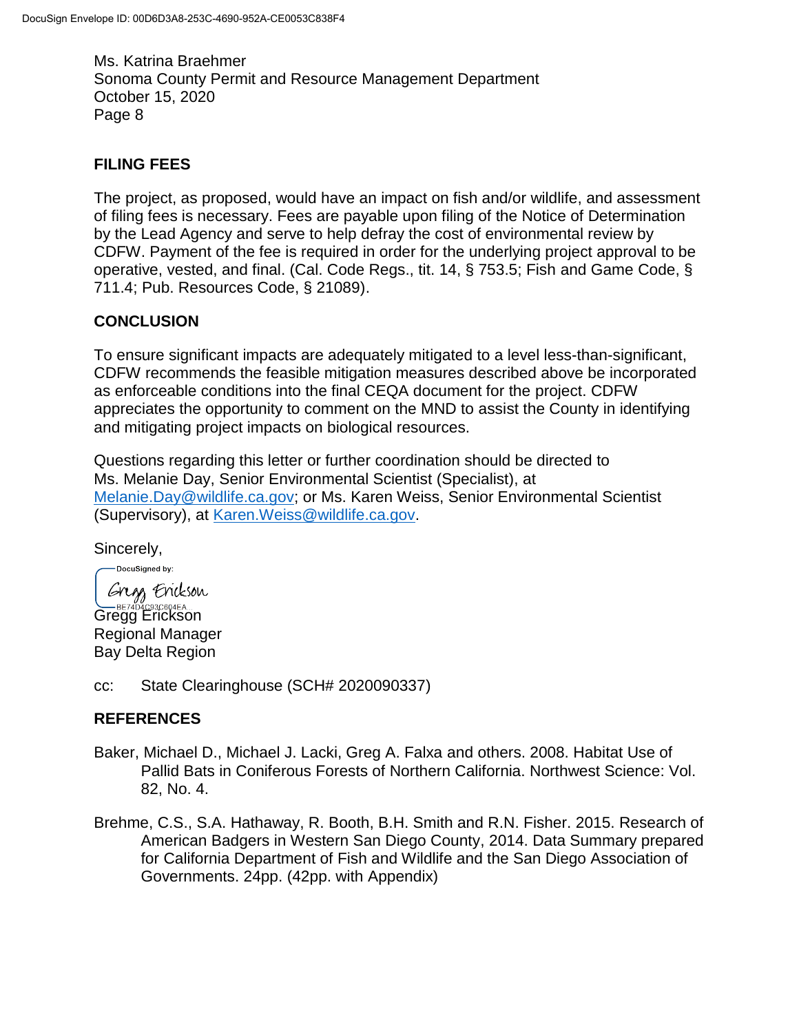## FILING FEES

The project, as proposed, would have an impact on fish and/or wildlife, and assessment of filing fees is necessary. Fees are payable upon filing of the Notice of Determination by the Lead Agency and serve to help defray the cost of environmental review by CDFW. Payment of the fee is required in order for the underlying project approval to be operative, vested, and final. (Cal. Code Regs., tit. 14, § 753.5; Fish and Game Code, § 711.4; Pub. Resources Code, § 21089).

## CONCLUSION

To ensure significant impacts are adequately mitigated to a level less-than-significant, CDFW recommends the feasible mitigation measures described above be incorporated as enforceable conditions into the final CEQA document for the project. CDFW appreciates the opportunity to comment on the MND to assist the County in identifying and mitigating project impacts on biological resources.

Questions regarding this letter or further coordination should be directed to Ms. Melanie Day, Senior Environmental Scientist (Specialist), at Melanie.Day@wildlife.ca.gov; or Ms. Karen Weiss, Senior Environmental Scientist (Supervisory), at Karen.Weiss@wildlife.ca.gov.

Sincerely,

DocuSigned by:
Gregg Erickson
BE74D4C93C604EA

Gregg Erickson
Regional Manager
Bay Delta Region

cc: State Clearinghouse (SCH# 2020090337)

## REFERENCES

Baker, Michael D., Michael J. Lacki, Greg A. Falxa and others. 2008. Habitat Use of Pallid Bats in Coniferous Forests of Northern California. Northwest Science: Vol. 82, No. 4.

Brehme, C.S., S.A. Hathaway, R. Booth, B.H. Smith and R.N. Fisher. 2015. Research of American Badgers in Western San Diego County, 2014. Data Summary prepared for California Department of Fish and Wildlife and the San Diego Association of Governments. 24pp. (42pp. with Appendix)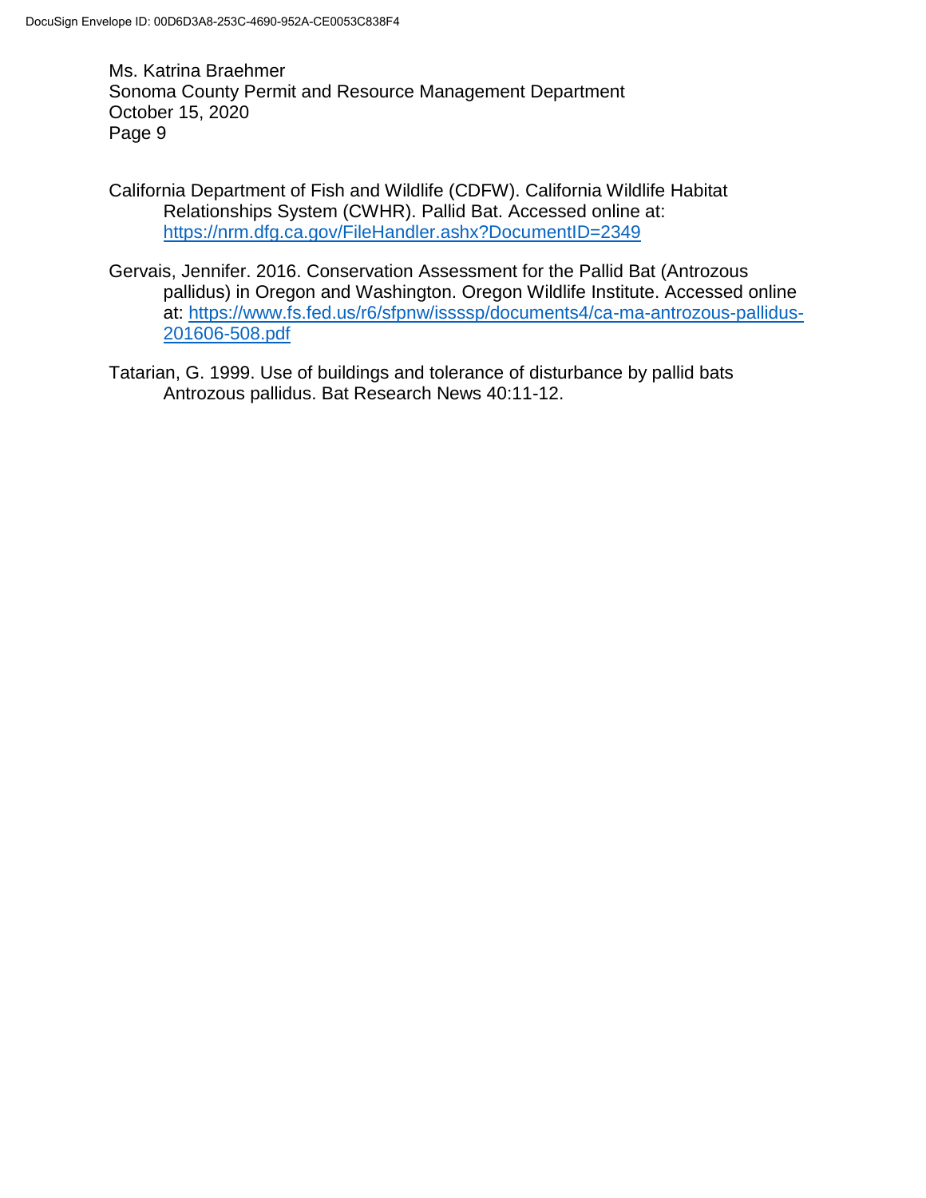California Department of Fish and Wildlife (CDFW). California Wildlife Habitat Relationships System (CWHR). Pallid Bat. Accessed online at: https://nrm.dfg.ca.gov/FileHandler.ashx?DocumentID=2349

Gervais, Jennifer. 2016. Conservation Assessment for the Pallid Bat (Antrozous pallidus) in Oregon and Washington. Oregon Wildlife Institute. Accessed online at: https://www.fs.fed.us/r6/sfpnw/issssp/documents4/ca-ma-antrozous-pallidus-201606-508.pdf

Tatarian, G. 1999. Use of buildings and tolerance of disturbance by pallid bats Antrozous pallidus. Bat Research News 40:11-12.